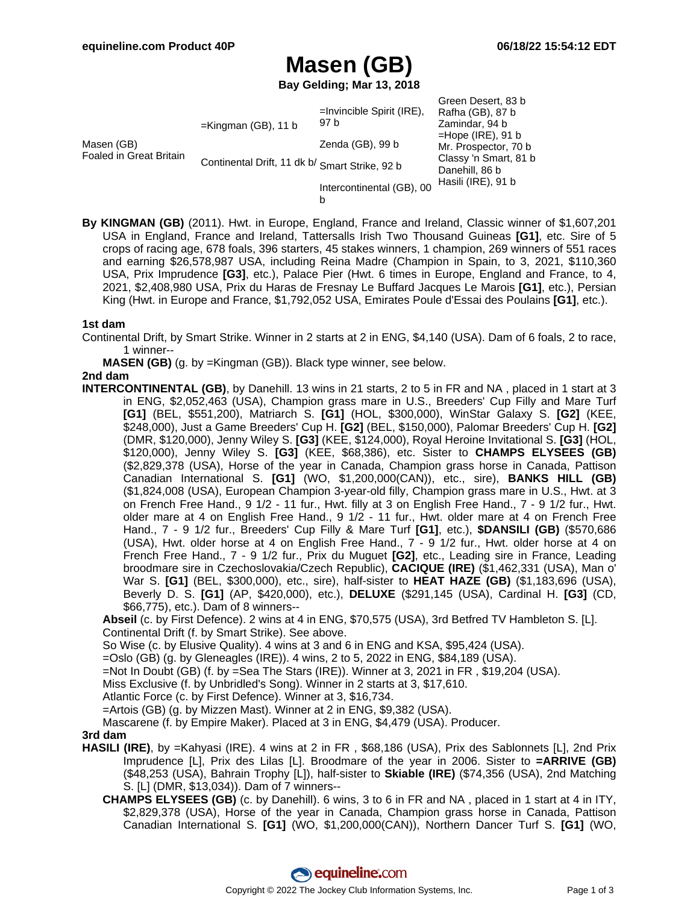# Masen (GB)

**Bay Gelding; Mar 13, 2018**

| | | | |
|---|---|---|---|
| Masen (GB) Foaled in Great Britain | =Kingman (GB), 11 b | =Invincible Spirit (IRE), 97 b | Green Desert, 83 b |
| | | | Rafha (GB), 87 b |
| | | Zenda (GB), 99 b | Zamindar, 94 b |
| | | | =Hope (IRE), 91 b |
| | Continental Drift, 11 dk b/ | Smart Strike, 92 b | Mr. Prospector, 70 b |
| | | | Classy 'n Smart, 81 b |
| | | Intercontinental (GB), 00 b | Danehill, 86 b |
| | | | Hasili (IRE), 91 b |

**By KINGMAN (GB)** (2011). Hwt. in Europe, England, France and Ireland, Classic winner of $1,607,201 USA in England, France and Ireland, Tattersalls Irish Two Thousand Guineas **[G1]**, etc. Sire of 5 crops of racing age, 678 foals, 396 starters, 45 stakes winners, 1 champion, 269 winners of 551 races and earning $26,578,987 USA, including Reina Madre (Champion in Spain, to 3, 2021, $110,360 USA, Prix Imprudence **[G3]**, etc.), Palace Pier (Hwt. 6 times in Europe, England and France, to 4, 2021, $2,408,980 USA, Prix du Haras de Fresnay Le Buffard Jacques Le Marois **[G1]**, etc.), Persian King (Hwt. in Europe and France, $1,792,052 USA, Emirates Poule d'Essai des Poulains **[G1]**, etc.).

### 1st dam

Continental Drift, by Smart Strike. Winner in 2 starts at 2 in ENG, $4,140 (USA). Dam of 6 foals, 2 to race, 1 winner--

**MASEN (GB)** (g. by =Kingman (GB)). Black type winner, see below.

### 2nd dam

**INTERCONTINENTAL (GB)**, by Danehill. 13 wins in 21 starts, 2 to 5 in FR and NA , placed in 1 start at 3 in ENG, $2,052,463 (USA), Champion grass mare in U.S., Breeders' Cup Filly and Mare Turf **[G1]** (BEL, $551,200), Matriarch S. **[G1]** (HOL, $300,000), WinStar Galaxy S. **[G2]** (KEE, $248,000), Just a Game Breeders' Cup H. **[G2]** (BEL, $150,000), Palomar Breeders' Cup H. **[G2]** (DMR, $120,000), Jenny Wiley S. **[G3]** (KEE, $124,000), Royal Heroine Invitational S. **[G3]** (HOL, $120,000), Jenny Wiley S. **[G3]** (KEE, $68,386), etc. Sister to **CHAMPS ELYSEES (GB)** ($2,829,378 (USA), Horse of the year in Canada, Champion grass horse in Canada, Pattison Canadian International S. **[G1]** (WO, $1,200,000(CAN)), etc., sire), **BANKS HILL (GB)** ($1,824,008 (USA), European Champion 3-year-old filly, Champion grass mare in U.S., Hwt. at 3 on French Free Hand., 9 1/2 - 11 fur., Hwt. filly at 3 on English Free Hand., 7 - 9 1/2 fur., Hwt. older mare at 4 on English Free Hand., 9 1/2 - 11 fur., Hwt. older mare at 4 on French Free Hand., 7 - 9 1/2 fur., Breeders' Cup Filly & Mare Turf **[G1]**, etc.), **$DANSILI (GB)** ($570,686 (USA), Hwt. older horse at 4 on English Free Hand., 7 - 9 1/2 fur., Hwt. older horse at 4 on French Free Hand., 7 - 9 1/2 fur., Prix du Muguet **[G2]**, etc., Leading sire in France, Leading broodmare sire in Czechoslovakia/Czech Republic), **CACIQUE (IRE)** ($1,462,331 (USA), Man o' War S. **[G1]** (BEL, $300,000), etc., sire), half-sister to **HEAT HAZE (GB)** ($1,183,696 (USA), Beverly D. S. **[G1]** (AP, $420,000), etc.), **DELUXE** ($291,145 (USA), Cardinal H. **[G3]** (CD, $66,775), etc.). Dam of 8 winners--

**Abseil** (c. by First Defence). 2 wins at 4 in ENG, $70,575 (USA), 3rd Betfred TV Hambleton S. [L].

Continental Drift (f. by Smart Strike). See above.

So Wise (c. by Elusive Quality). 4 wins at 3 and 6 in ENG and KSA, $95,424 (USA).

=Oslo (GB) (g. by Gleneagles (IRE)). 4 wins, 2 to 5, 2022 in ENG, $84,189 (USA).

=Not In Doubt (GB) (f. by =Sea The Stars (IRE)). Winner at 3, 2021 in FR , $19,204 (USA).

Miss Exclusive (f. by Unbridled's Song). Winner in 2 starts at 3, $17,610.

Atlantic Force (c. by First Defence). Winner at 3, $16,734.

=Artois (GB) (g. by Mizzen Mast). Winner at 2 in ENG, $9,382 (USA).

Mascarene (f. by Empire Maker). Placed at 3 in ENG, $4,479 (USA). Producer.

### 3rd dam

**HASILI (IRE)**, by =Kahyasi (IRE). 4 wins at 2 in FR , $68,186 (USA), Prix des Sablonnets [L], 2nd Prix Imprudence [L], Prix des Lilas [L]. Broodmare of the year in 2006. Sister to **=ARRIVE (GB)** ($48,253 (USA), Bahrain Trophy [L]), half-sister to **Skiable (IRE)** ($74,356 (USA), 2nd Matching S. [L] (DMR, $13,034)). Dam of 7 winners--

**CHAMPS ELYSEES (GB)** (c. by Danehill). 6 wins, 3 to 6 in FR and NA , placed in 1 start at 4 in ITY, $2,829,378 (USA), Horse of the year in Canada, Champion grass horse in Canada, Pattison Canadian International S. **[G1]** (WO, $1,200,000(CAN)), Northern Dancer Turf S. **[G1]** (WO,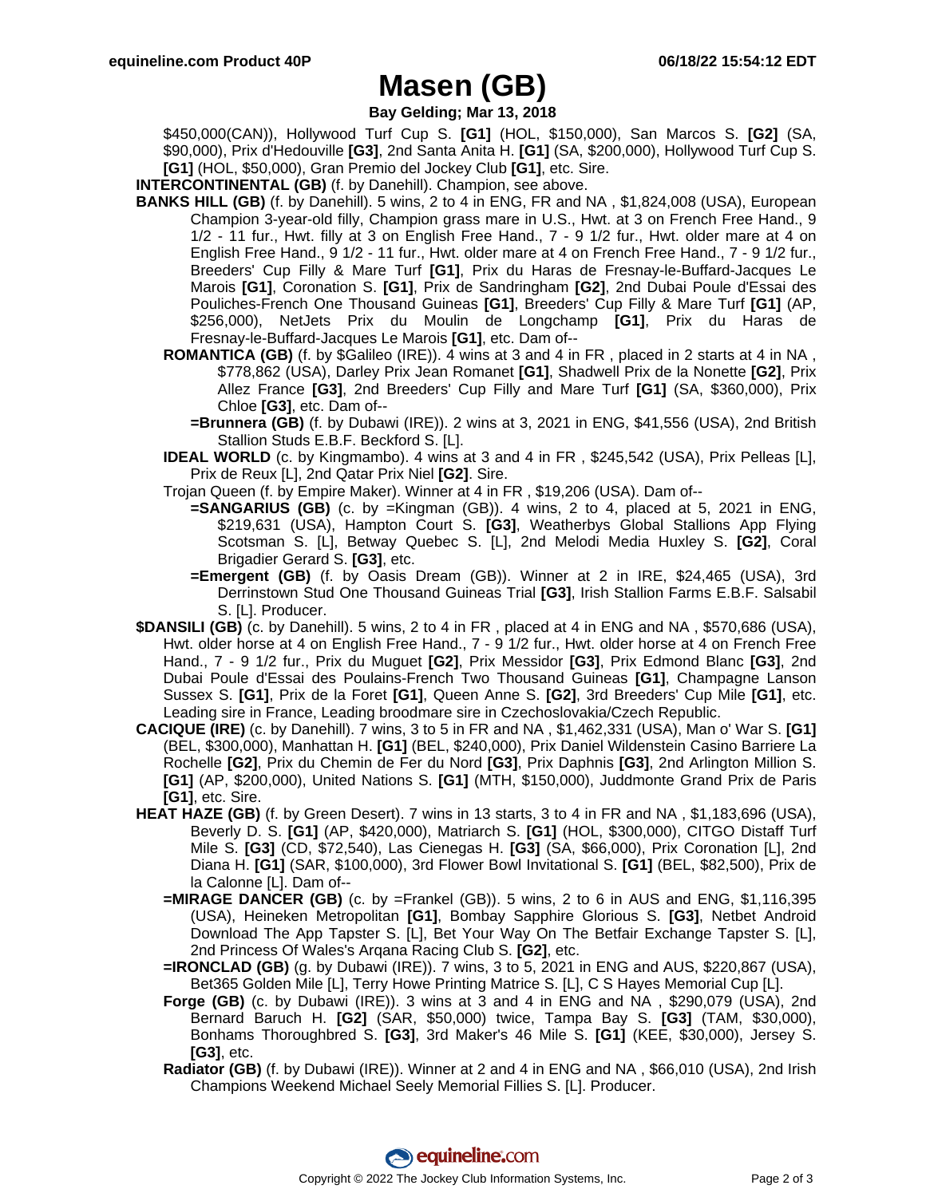# Masen (GB)

**Bay Gelding; Mar 13, 2018**

$450,000(CAN)), Hollywood Turf Cup S. **[G1]** (HOL, $150,000), San Marcos S. **[G2]** (SA, $90,000), Prix d'Hedouville **[G3]**, 2nd Santa Anita H. **[G1]** (SA, $200,000), Hollywood Turf Cup S. **[G1]** (HOL, $50,000), Gran Premio del Jockey Club **[G1]**, etc. Sire.

**INTERCONTINENTAL (GB)** (f. by Danehill). Champion, see above.

**BANKS HILL (GB)** (f. by Danehill). 5 wins, 2 to 4 in ENG, FR and NA , $1,824,008 (USA), European Champion 3-year-old filly, Champion grass mare in U.S., Hwt. at 3 on French Free Hand., 9 1/2 - 11 fur., Hwt. filly at 3 on English Free Hand., 7 - 9 1/2 fur., Hwt. older mare at 4 on English Free Hand., 9 1/2 - 11 fur., Hwt. older mare at 4 on French Free Hand., 7 - 9 1/2 fur., Breeders' Cup Filly & Mare Turf **[G1]**, Prix du Haras de Fresnay-le-Buffard-Jacques Le Marois **[G1]**, Coronation S. **[G1]**, Prix de Sandringham **[G2]**, 2nd Dubai Poule d'Essai des Pouliches-French One Thousand Guineas **[G1]**, Breeders' Cup Filly & Mare Turf **[G1]** (AP, $256,000), NetJets Prix du Moulin de Longchamp **[G1]**, Prix du Haras de Fresnay-le-Buffard-Jacques Le Marois **[G1]**, etc. Dam of--

**ROMANTICA (GB)** (f. by $Galileo (IRE)). 4 wins at 3 and 4 in FR , placed in 2 starts at 4 in NA , $778,862 (USA), Darley Prix Jean Romanet **[G1]**, Shadwell Prix de la Nonette **[G2]**, Prix Allez France **[G3]**, 2nd Breeders' Cup Filly and Mare Turf **[G1]** (SA, $360,000), Prix Chloe **[G3]**, etc. Dam of--

**=Brunnera (GB)** (f. by Dubawi (IRE)). 2 wins at 3, 2021 in ENG, $41,556 (USA), 2nd British Stallion Studs E.B.F. Beckford S. [L].

**IDEAL WORLD** (c. by Kingmambo). 4 wins at 3 and 4 in FR , $245,542 (USA), Prix Pelleas [L], Prix de Reux [L], 2nd Qatar Prix Niel **[G2]**. Sire.

Trojan Queen (f. by Empire Maker). Winner at 4 in FR , $19,206 (USA). Dam of--

**=SANGARIUS (GB)** (c. by =Kingman (GB)). 4 wins, 2 to 4, placed at 5, 2021 in ENG, $219,631 (USA), Hampton Court S. **[G3]**, Weatherbys Global Stallions App Flying Scotsman S. [L], Betway Quebec S. [L], 2nd Melodi Media Huxley S. **[G2]**, Coral Brigadier Gerard S. **[G3]**, etc.

**=Emergent (GB)** (f. by Oasis Dream (GB)). Winner at 2 in IRE, $24,465 (USA), 3rd Derrinstown Stud One Thousand Guineas Trial **[G3]**, Irish Stallion Farms E.B.F. Salsabil S. [L]. Producer.

**$DANSILI (GB)** (c. by Danehill). 5 wins, 2 to 4 in FR , placed at 4 in ENG and NA , $570,686 (USA), Hwt. older horse at 4 on English Free Hand., 7 - 9 1/2 fur., Hwt. older horse at 4 on French Free Hand., 7 - 9 1/2 fur., Prix du Muguet **[G2]**, Prix Messidor **[G3]**, Prix Edmond Blanc **[G3]**, 2nd Dubai Poule d'Essai des Poulains-French Two Thousand Guineas **[G1]**, Champagne Lanson Sussex S. **[G1]**, Prix de la Foret **[G1]**, Queen Anne S. **[G2]**, 3rd Breeders' Cup Mile **[G1]**, etc. Leading sire in France, Leading broodmare sire in Czechoslovakia/Czech Republic.

**CACIQUE (IRE)** (c. by Danehill). 7 wins, 3 to 5 in FR and NA , $1,462,331 (USA), Man o' War S. **[G1]** (BEL, $300,000), Manhattan H. **[G1]** (BEL, $240,000), Prix Daniel Wildenstein Casino Barriere La Rochelle **[G2]**, Prix du Chemin de Fer du Nord **[G3]**, Prix Daphnis **[G3]**, 2nd Arlington Million S. **[G1]** (AP, $200,000), United Nations S. **[G1]** (MTH, $150,000), Juddmonte Grand Prix de Paris **[G1]**, etc. Sire.

**HEAT HAZE (GB)** (f. by Green Desert). 7 wins in 13 starts, 3 to 4 in FR and NA , $1,183,696 (USA), Beverly D. S. **[G1]** (AP, $420,000), Matriarch S. **[G1]** (HOL, $300,000), CITGO Distaff Turf Mile S. **[G3]** (CD, $72,540), Las Cienegas H. **[G3]** (SA, $66,000), Prix Coronation [L], 2nd Diana H. **[G1]** (SAR, $100,000), 3rd Flower Bowl Invitational S. **[G1]** (BEL, $82,500), Prix de la Calonne [L]. Dam of--

**=MIRAGE DANCER (GB)** (c. by =Frankel (GB)). 5 wins, 2 to 6 in AUS and ENG, $1,116,395 (USA), Heineken Metropolitan **[G1]**, Bombay Sapphire Glorious S. **[G3]**, Netbet Android Download The App Tapster S. [L], Bet Your Way On The Betfair Exchange Tapster S. [L], 2nd Princess Of Wales's Arqana Racing Club S. **[G2]**, etc.

**=IRONCLAD (GB)** (g. by Dubawi (IRE)). 7 wins, 3 to 5, 2021 in ENG and AUS, $220,867 (USA), Bet365 Golden Mile [L], Terry Howe Printing Matrice S. [L], C S Hayes Memorial Cup [L].

**Forge (GB)** (c. by Dubawi (IRE)). 3 wins at 3 and 4 in ENG and NA , $290,079 (USA), 2nd Bernard Baruch H. **[G2]** (SAR, $50,000) twice, Tampa Bay S. **[G3]** (TAM, $30,000), Bonhams Thoroughbred S. **[G3]**, 3rd Maker's 46 Mile S. **[G1]** (KEE, $30,000), Jersey S. **[G3]**, etc.

**Radiator (GB)** (f. by Dubawi (IRE)). Winner at 2 and 4 in ENG and NA , $66,010 (USA), 2nd Irish Champions Weekend Michael Seely Memorial Fillies S. [L]. Producer.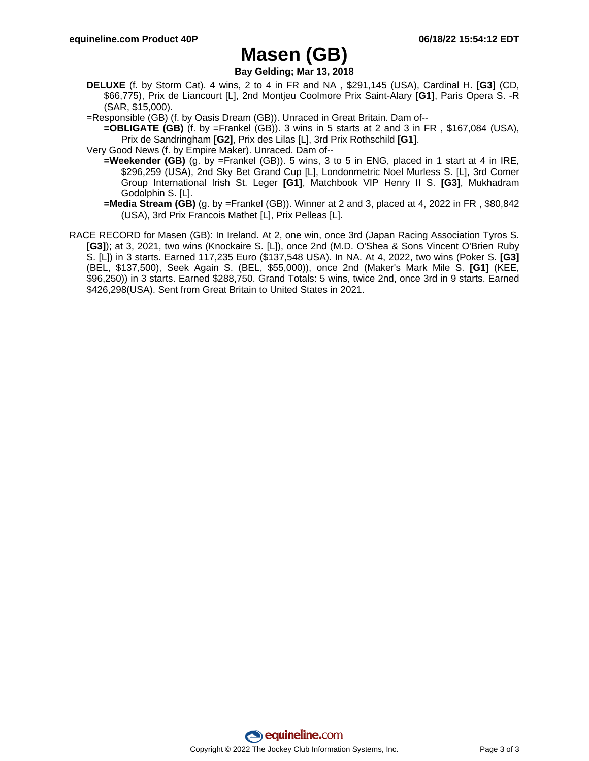# Masen (GB)

**Bay Gelding; Mar 13, 2018**

**DELUXE** (f. by Storm Cat). 4 wins, 2 to 4 in FR and NA , $291,145 (USA), Cardinal H. **[G3]** (CD, $66,775), Prix de Liancourt [L], 2nd Montjeu Coolmore Prix Saint-Alary **[G1]**, Paris Opera S. -R (SAR, $15,000).

=Responsible (GB) (f. by Oasis Dream (GB)). Unraced in Great Britain. Dam of--

- **=OBLIGATE (GB)** (f. by =Frankel (GB)). 3 wins in 5 starts at 2 and 3 in FR , $167,084 (USA), Prix de Sandringham **[G2]**, Prix des Lilas [L], 3rd Prix Rothschild **[G1]**.

Very Good News (f. by Empire Maker). Unraced. Dam of--

- **=Weekender (GB)** (g. by =Frankel (GB)). 5 wins, 3 to 5 in ENG, placed in 1 start at 4 in IRE, $296,259 (USA), 2nd Sky Bet Grand Cup [L], Londonmetric Noel Murless S. [L], 3rd Comer Group International Irish St. Leger **[G1]**, Matchbook VIP Henry II S. **[G3]**, Mukhadram Godolphin S. [L].
- **=Media Stream (GB)** (g. by =Frankel (GB)). Winner at 2 and 3, placed at 4, 2022 in FR , $80,842 (USA), 3rd Prix Francois Mathet [L], Prix Pelleas [L].

RACE RECORD for Masen (GB): In Ireland. At 2, one win, once 3rd (Japan Racing Association Tyros S. **[G3]**); at 3, 2021, two wins (Knockaire S. [L]), once 2nd (M.D. O'Shea & Sons Vincent O'Brien Ruby S. [L]) in 3 starts. Earned 117,235 Euro ($137,548 USA). In NA. At 4, 2022, two wins (Poker S. **[G3]** (BEL, $137,500), Seek Again S. (BEL, $55,000)), once 2nd (Maker's Mark Mile S. **[G1]** (KEE, $96,250)) in 3 starts. Earned $288,750. Grand Totals: 5 wins, twice 2nd, once 3rd in 9 starts. Earned $426,298(USA). Sent from Great Britain to United States in 2021.